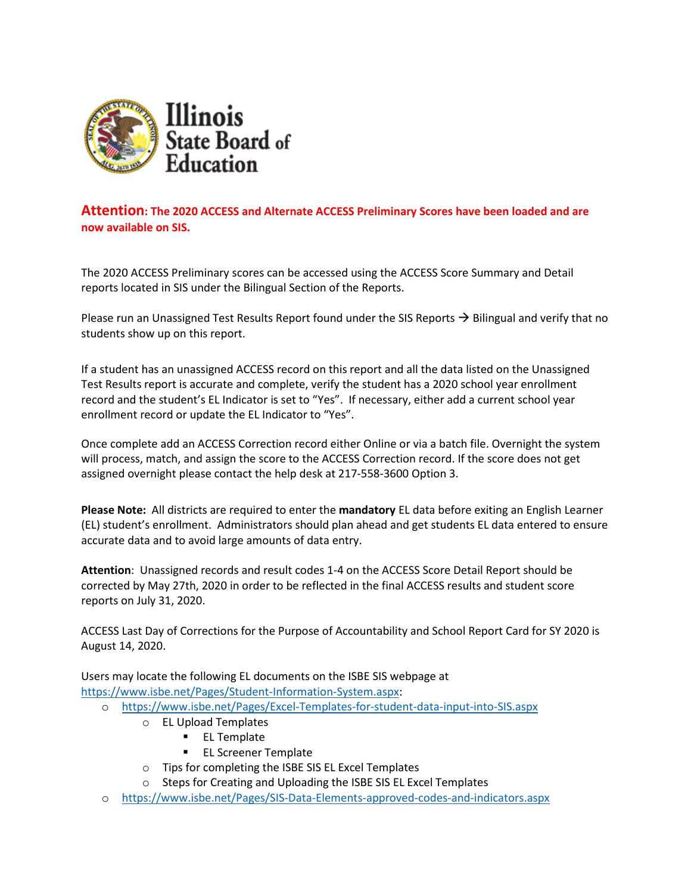Illinois State Board of Education

**Attention: The 2020 ACCESS and Alternate ACCESS Preliminary Scores have been loaded and are now available on SIS.**

The 2020 ACCESS Preliminary scores can be accessed using the ACCESS Score Summary and Detail reports located in SIS under the Bilingual Section of the Reports.

Please run an Unassigned Test Results Report found under the SIS Reports → Bilingual and verify that no students show up on this report.

If a student has an unassigned ACCESS record on this report and all the data listed on the Unassigned Test Results report is accurate and complete, verify the student has a 2020 school year enrollment record and the student's EL Indicator is set to "Yes". If necessary, either add a current school year enrollment record or update the EL Indicator to "Yes".

Once complete add an ACCESS Correction record either Online or via a batch file. Overnight the system will process, match, and assign the score to the ACCESS Correction record. If the score does not get assigned overnight please contact the help desk at 217-558-3600 Option 3.

**Please Note:** All districts are required to enter the **mandatory** EL data before exiting an English Learner (EL) student's enrollment. Administrators should plan ahead and get students EL data entered to ensure accurate data and to avoid large amounts of data entry.

**Attention**: Unassigned records and result codes 1-4 on the ACCESS Score Detail Report should be corrected by May 27th, 2020 in order to be reflected in the final ACCESS results and student score reports on July 31, 2020.

ACCESS Last Day of Corrections for the Purpose of Accountability and School Report Card for SY 2020 is August 14, 2020.

Users may locate the following EL documents on the ISBE SIS webpage at https://www.isbe.net/Pages/Student-Information-System.aspx:

- https://www.isbe.net/Pages/Excel-Templates-for-student-data-input-into-SIS.aspx
  - EL Upload Templates
    - EL Template
    - EL Screener Template
  - Tips for completing the ISBE SIS EL Excel Templates
  - Steps for Creating and Uploading the ISBE SIS EL Excel Templates
- https://www.isbe.net/Pages/SIS-Data-Elements-approved-codes-and-indicators.aspx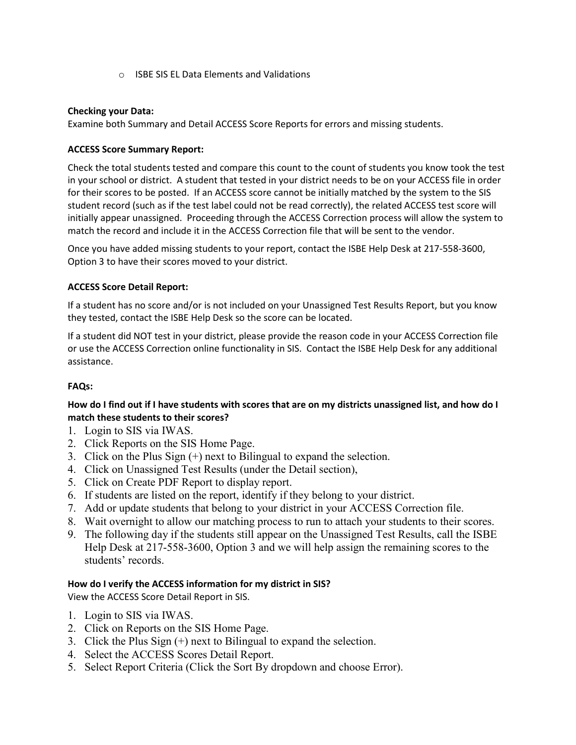- ISBE SIS EL Data Elements and Validations

**Checking your Data:**
Examine both Summary and Detail ACCESS Score Reports for errors and missing students.

**ACCESS Score Summary Report:**

Check the total students tested and compare this count to the count of students you know took the test in your school or district. A student that tested in your district needs to be on your ACCESS file in order for their scores to be posted. If an ACCESS score cannot be initially matched by the system to the SIS student record (such as if the test label could not be read correctly), the related ACCESS test score will initially appear unassigned. Proceeding through the ACCESS Correction process will allow the system to match the record and include it in the ACCESS Correction file that will be sent to the vendor.

Once you have added missing students to your report, contact the ISBE Help Desk at 217-558-3600, Option 3 to have their scores moved to your district.

**ACCESS Score Detail Report:**

If a student has no score and/or is not included on your Unassigned Test Results Report, but you know they tested, contact the ISBE Help Desk so the score can be located.

If a student did NOT test in your district, please provide the reason code in your ACCESS Correction file or use the ACCESS Correction online functionality in SIS. Contact the ISBE Help Desk for any additional assistance.

**FAQs:**

**How do I find out if I have students with scores that are on my districts unassigned list, and how do I match these students to their scores?**

1. Login to SIS via IWAS.
2. Click Reports on the SIS Home Page.
3. Click on the Plus Sign (+) next to Bilingual to expand the selection.
4. Click on Unassigned Test Results (under the Detail section),
5. Click on Create PDF Report to display report.
6. If students are listed on the report, identify if they belong to your district.
7. Add or update students that belong to your district in your ACCESS Correction file.
8. Wait overnight to allow our matching process to run to attach your students to their scores.
9. The following day if the students still appear on the Unassigned Test Results, call the ISBE Help Desk at 217-558-3600, Option 3 and we will help assign the remaining scores to the students' records.

**How do I verify the ACCESS information for my district in SIS?**
View the ACCESS Score Detail Report in SIS.

1. Login to SIS via IWAS.
2. Click on Reports on the SIS Home Page.
3. Click the Plus Sign (+) next to Bilingual to expand the selection.
4. Select the ACCESS Scores Detail Report.
5. Select Report Criteria (Click the Sort By dropdown and choose Error).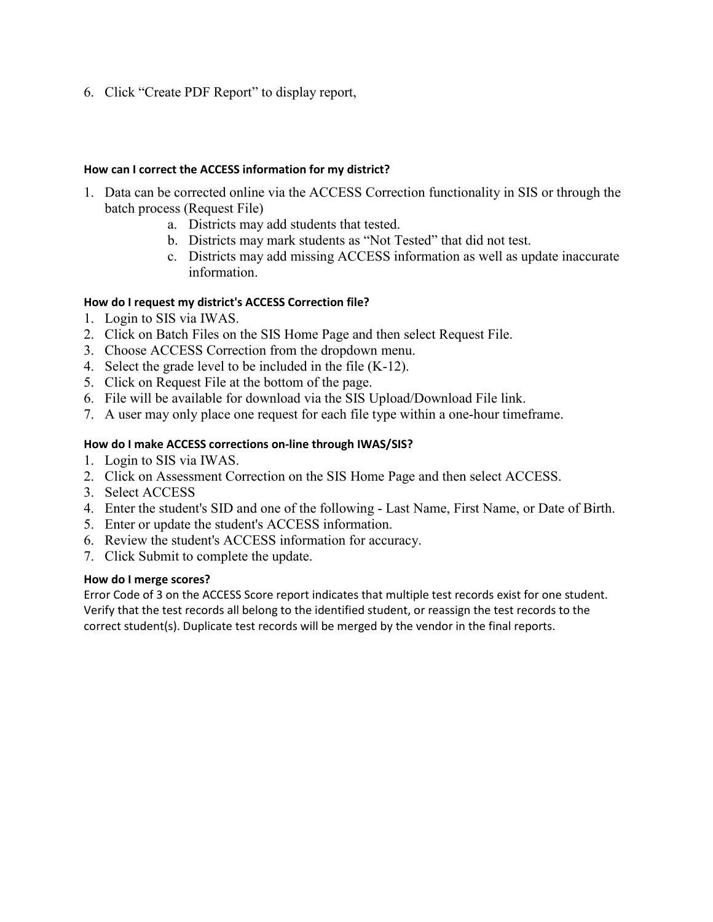6. Click "Create PDF Report" to display report,

**How can I correct the ACCESS information for my district?**

1. Data can be corrected online via the ACCESS Correction functionality in SIS or through the batch process (Request File)
    a. Districts may add students that tested.
    b. Districts may mark students as "Not Tested" that did not test.
    c. Districts may add missing ACCESS information as well as update inaccurate information.

**How do I request my district's ACCESS Correction file?**

1. Login to SIS via IWAS.
2. Click on Batch Files on the SIS Home Page and then select Request File.
3. Choose ACCESS Correction from the dropdown menu.
4. Select the grade level to be included in the file (K-12).
5. Click on Request File at the bottom of the page.
6. File will be available for download via the SIS Upload/Download File link.
7. A user may only place one request for each file type within a one-hour timeframe.

**How do I make ACCESS corrections on-line through IWAS/SIS?**

1. Login to SIS via IWAS.
2. Click on Assessment Correction on the SIS Home Page and then select ACCESS.
3. Select ACCESS
4. Enter the student's SID and one of the following - Last Name, First Name, or Date of Birth.
5. Enter or update the student's ACCESS information.
6. Review the student's ACCESS information for accuracy.
7. Click Submit to complete the update.

**How do I merge scores?**

Error Code of 3 on the ACCESS Score report indicates that multiple test records exist for one student. Verify that the test records all belong to the identified student, or reassign the test records to the correct student(s). Duplicate test records will be merged by the vendor in the final reports.